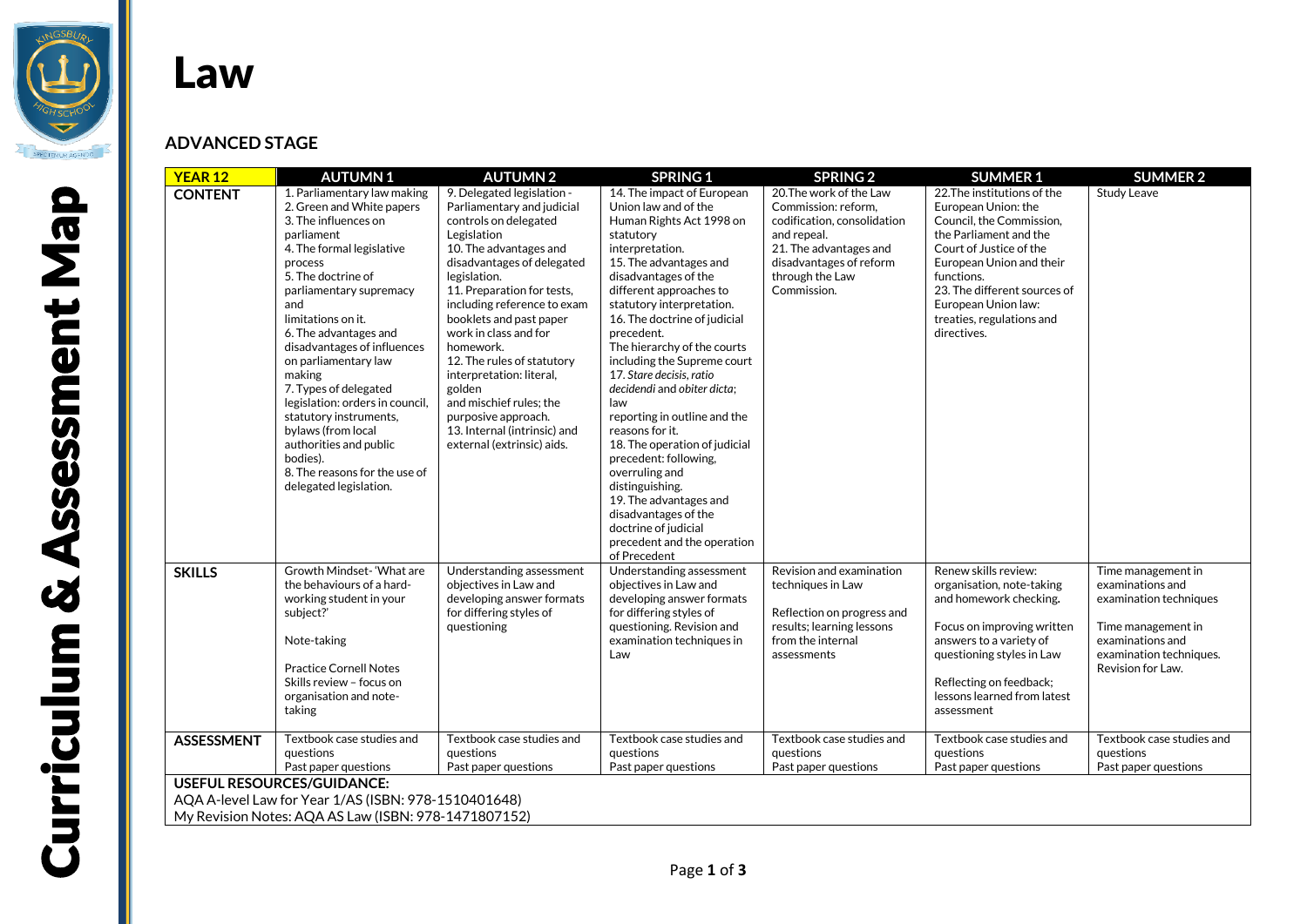# Law

Curriculum & Assessment Map

## ADVANCED STAGE

| YEAR 12 | AUTUMN 1 | AUTUMN 2 | SPRING 1 | SPRING 2 | SUMMER 1 | SUMMER 2 |
|---|---|---|---|---|---|---|
| **CONTENT** | 1. Parliamentary law making<br>2. Green and White papers<br>3. The influences on parliament<br>4. The formal legislative process<br>5. The doctrine of parliamentary supremacy and limitations on it.<br>6. The advantages and disadvantages of influences on parliamentary law making<br>7. Types of delegated legislation: orders in council, statutory instruments, bylaws (from local authorities and public bodies).<br>8. The reasons for the use of delegated legislation. | 9. Delegated legislation - Parliamentary and judicial controls on delegated Legislation.<br>10. The advantages and disadvantages of delegated legislation.<br>11. Preparation for tests, including reference to exam booklets and past paper work in class and for homework.<br>12. The rules of statutory interpretation: literal, golden and mischief rules; the purposive approach.<br>13. Internal (intrinsic) and external (extrinsic) aids. | 14. The impact of European Union law and of the Human Rights Act 1998 on statutory interpretation.<br>15. The advantages and disadvantages of the different approaches to statutory interpretation.<br>16. The doctrine of judicial precedent. The hierarchy of the courts including the Supreme court<br>17. *Stare decisis*, *ratio decidendi* and *obiter dicta*; law reporting in outline and the reasons for it.<br>18. The operation of judicial precedent: following, overruling and distinguishing.<br>19. The advantages and disadvantages of the doctrine of judicial precedent and the operation of Precedent | 20.The work of the Law Commission: reform, codification, consolidation and repeal.<br>21. The advantages and disadvantages of reform through the Law Commission. | 22.The institutions of the European Union: the Council, the Commission, the Parliament and the Court of Justice of the European Union and their functions.<br>23. The different sources of European Union law: treaties, regulations and directives. | Study Leave |
| **SKILLS** | Growth Mindset- 'What are the behaviours of a hard-working student in your subject?'<br><br>Note-taking<br><br>Practice Cornell Notes<br>Skills review – focus on organisation and note-taking | Understanding assessment objectives in Law and developing answer formats for differing styles of questioning | Understanding assessment objectives in Law and developing answer formats for differing styles of questioning. Revision and examination techniques in Law | Revision and examination techniques in Law<br><br>Reflection on progress and results; learning lessons from the internal assessments | Renew skills review: organisation, note-taking and homework checking.<br><br>Focus on improving written answers to a variety of questioning styles in Law<br><br>Reflecting on feedback; lessons learned from latest assessment | Time management in examinations and examination techniques<br><br>Time management in examinations and examination techniques. Revision for Law. |
| **ASSESSMENT** | Textbook case studies and questions<br>Past paper questions | Textbook case studies and questions<br>Past paper questions | Textbook case studies and questions<br>Past paper questions | Textbook case studies and questions<br>Past paper questions | Textbook case studies and questions<br>Past paper questions | Textbook case studies and questions<br>Past paper questions |

**USEFUL RESOURCES/GUIDANCE:**
AQA A-level Law for Year 1/AS (ISBN: 978-1510401648)
My Revision Notes: AQA AS Law (ISBN: 978-1471807152)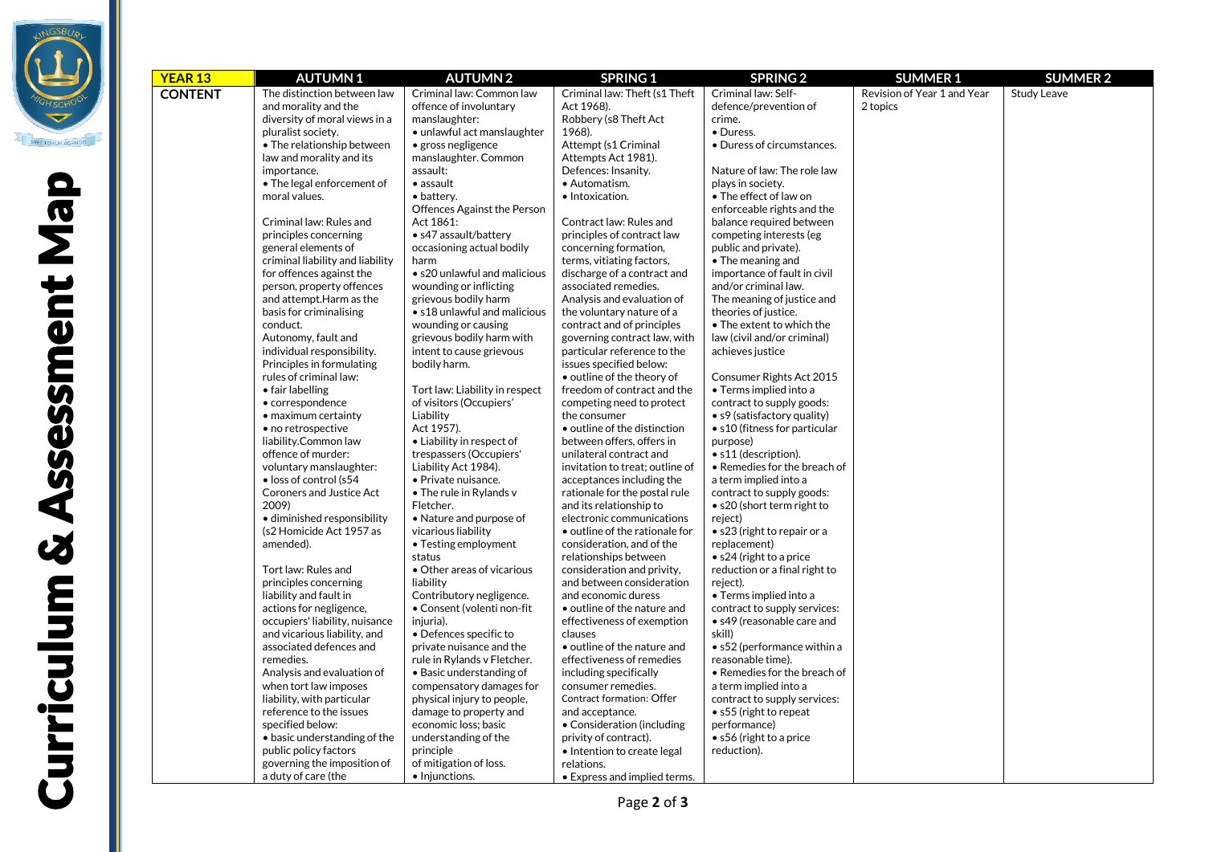# Curriculum & Assessment Map

| YEAR 13 | AUTUMN 1 | AUTUMN 2 | SPRING 1 | SPRING 2 | SUMMER 1 | SUMMER 2 |
|---|---|---|---|---|---|---|
| **CONTENT** | The distinction between law and morality and the diversity of moral views in a pluralist society.<br>• The relationship between law and morality and its importance.<br>• The legal enforcement of moral values.<br><br>Criminal law: Rules and principles concerning general elements of criminal liability and liability for offences against the person, property offences and attempt.Harm as the basis for criminalising conduct.<br>Autonomy, fault and individual responsibility.<br>Principles in formulating rules of criminal law:<br>• fair labelling<br>• correspondence<br>• maximum certainty<br>• no retrospective liability.Common law offence of murder: voluntary manslaughter:<br>• loss of control (s54 Coroners and Justice Act 2009)<br>• diminished responsibility (s2 Homicide Act 1957 as amended).<br><br>Tort law: Rules and principles concerning liability and fault in actions for negligence, occupiers' liability, nuisance and vicarious liability, and associated defences and remedies.<br>Analysis and evaluation of when tort law imposes liability, with particular reference to the issues specified below:<br>• basic understanding of the public policy factors governing the imposition of a duty of care (the | Criminal law: Common law offence of involuntary manslaughter:<br>• unlawful act manslaughter<br>• gross negligence manslaughter. Common assault:<br>• assault<br>• battery.<br>Offences Against the Person Act 1861:<br>• s47 assault/battery occasioning actual bodily harm<br>• s20 unlawful and malicious wounding or inflicting grievous bodily harm<br>• s18 unlawful and malicious wounding or causing grievous bodily harm with intent to cause grievous bodily harm.<br><br>Tort law: Liability in respect of visitors (Occupiers' Liability Act 1957).<br>• Liability in respect of trespassers (Occupiers' Liability Act 1984).<br>• Private nuisance.<br>• The rule in Rylands v Fletcher.<br>• Nature and purpose of vicarious liability<br>• Testing employment status<br>• Other areas of vicarious liability<br>Contributory negligence.<br>• Consent (volenti non-fit injuria).<br>• Defences specific to private nuisance and the rule in Rylands v Fletcher.<br>• Basic understanding of compensatory damages for physical injury to people, damage to property and economic loss; basic understanding of the principle of mitigation of loss.<br>• Injunctions. | Criminal law: Theft (s1 Theft Act 1968).<br>Robbery (s8 Theft Act 1968).<br>Attempt (s1 Criminal Attempts Act 1981).<br>Defences: Insanity.<br>• Automatism.<br>• Intoxication.<br><br>Contract law: Rules and principles of contract law concerning formation, terms, vitiating factors, discharge of a contract and associated remedies.<br>Analysis and evaluation of the voluntary nature of a contract and of principles governing contract law, with particular reference to the issues specified below:<br>• outline of the theory of freedom of contract and the competing need to protect the consumer<br>• outline of the distinction between offers, offers in unilateral contract and invitation to treat; outline of acceptances including the rationale for the postal rule and its relationship to electronic communications<br>• outline of the rationale for consideration, and of the relationships between consideration and privity, and between consideration and economic duress<br>• outline of the nature and effectiveness of exemption clauses<br>• outline of the nature and effectiveness of remedies including specifically consumer remedies.<br>Contract formation: Offer and acceptance.<br>• Consideration (including privity of contract).<br>• Intention to create legal relations.<br>• Express and implied terms. | Criminal law: Self-defence/prevention of crime.<br>• Duress.<br>• Duress of circumstances.<br><br>Nature of law: The role law plays in society.<br>• The effect of law on enforceable rights and the balance required between competing interests (eg public and private).<br>• The meaning and importance of fault in civil and/or criminal law.<br>The meaning of justice and theories of justice.<br>• The extent to which the law (civil and/or criminal) achieves justice<br><br>Consumer Rights Act 2015<br>• Terms implied into a contract to supply goods:<br>• s9 (satisfactory quality)<br>• s10 (fitness for particular purpose)<br>• s11 (description).<br>• Remedies for the breach of a term implied into a contract to supply goods:<br>• s20 (short term right to reject)<br>• s23 (right to repair or a replacement)<br>• s24 (right to a price reduction or a final right to reject).<br>• Terms implied into a contract to supply services:<br>• s49 (reasonable care and skill)<br>• s52 (performance within a reasonable time).<br>• Remedies for the breach of a term implied into a contract to supply services:<br>• s55 (right to repeat performance)<br>• s56 (right to a price reduction). | Revision of Year 1 and Year 2 topics | Study Leave |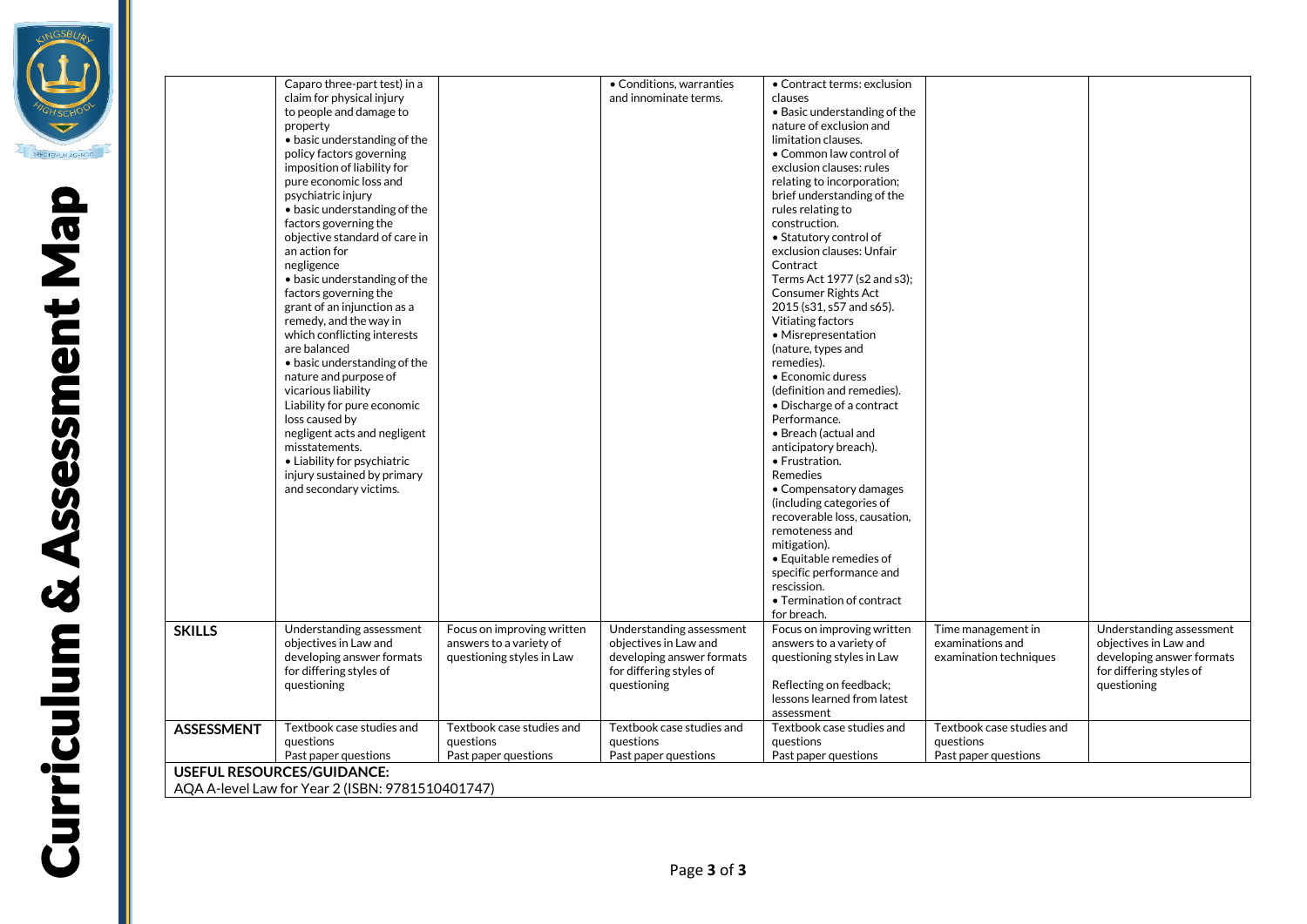| | | | | | | |
|---|---|---|---|---|---|---|
| | Caparo three-part test) in a claim for physical injury to people and damage to property<br>• basic understanding of the policy factors governing imposition of liability for pure economic loss and psychiatric injury<br>• basic understanding of the factors governing the objective standard of care in an action for negligence<br>• basic understanding of the factors governing the grant of an injunction as a remedy, and the way in which conflicting interests are balanced<br>• basic understanding of the nature and purpose of vicarious liability<br>Liability for pure economic loss caused by negligent acts and negligent misstatements.<br>• Liability for psychiatric injury sustained by primary and secondary victims. | | • Conditions, warranties and innominate terms. | • Contract terms: exclusion clauses<br>• Basic understanding of the nature of exclusion and limitation clauses.<br>• Common law control of exclusion clauses: rules relating to incorporation; brief understanding of the rules relating to construction.<br>• Statutory control of exclusion clauses: Unfair Contract Terms Act 1977 (s2 and s3); Consumer Rights Act 2015 (s31, s57 and s65).<br>Vitiating factors<br>• Misrepresentation (nature, types and remedies).<br>• Economic duress (definition and remedies).<br>• Discharge of a contract Performance.<br>• Breach (actual and anticipatory breach).<br>• Frustration.<br>Remedies<br>• Compensatory damages (including categories of recoverable loss, causation, remoteness and mitigation).<br>• Equitable remedies of specific performance and rescission.<br>• Termination of contract for breach. | | |
| **SKILLS** | Understanding assessment objectives in Law and developing answer formats for differing styles of questioning | Focus on improving written answers to a variety of questioning styles in Law | Understanding assessment objectives in Law and developing answer formats for differing styles of questioning | Focus on improving written answers to a variety of questioning styles in Law<br><br>Reflecting on feedback; lessons learned from latest assessment | Time management in examinations and examination techniques | Understanding assessment objectives in Law and developing answer formats for differing styles of questioning |
| **ASSESSMENT** | Textbook case studies and questions<br>Past paper questions | Textbook case studies and questions<br>Past paper questions | Textbook case studies and questions<br>Past paper questions | Textbook case studies and questions<br>Past paper questions | Textbook case studies and questions<br>Past paper questions | |
| **USEFUL RESOURCES/GUIDANCE:**<br>AQA A-level Law for Year 2 (ISBN: 9781510401747) | | | | | | |